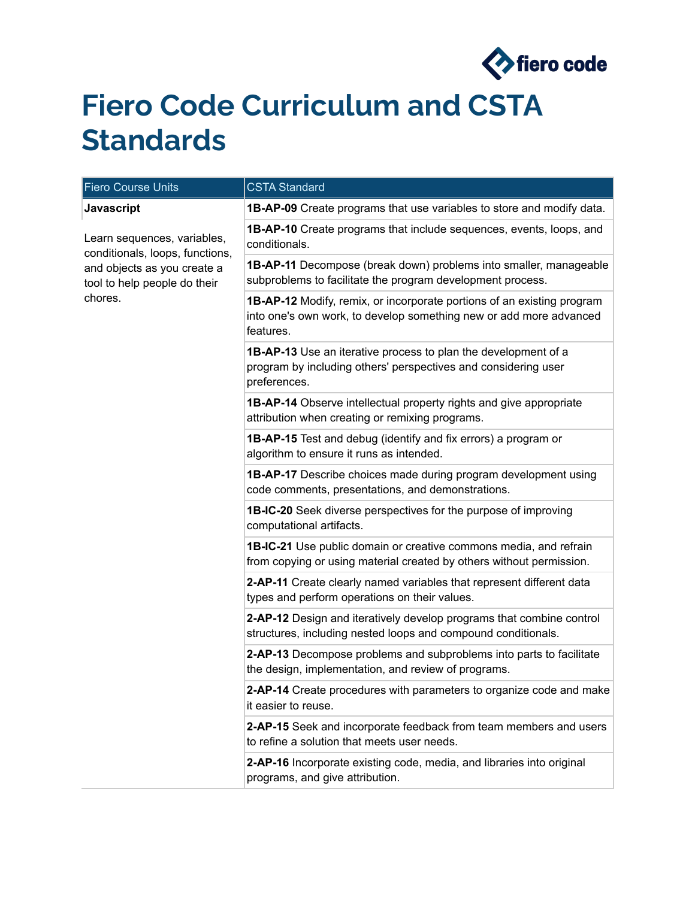# Fiero Code Curriculum and CSTA Standards

| Fiero Course Units | CSTA Standard |
|---|---|
| **Javascript**<br><br>Learn sequences, variables, conditionals, loops, functions, and objects as you create a tool to help people do their chores. | **1B-AP-09** Create programs that use variables to store and modify data. |
| | **1B-AP-10** Create programs that include sequences, events, loops, and conditionals. |
| | **1B-AP-11** Decompose (break down) problems into smaller, manageable subproblems to facilitate the program development process. |
| | **1B-AP-12** Modify, remix, or incorporate portions of an existing program into one's own work, to develop something new or add more advanced features. |
| | **1B-AP-13** Use an iterative process to plan the development of a program by including others' perspectives and considering user preferences. |
| | **1B-AP-14** Observe intellectual property rights and give appropriate attribution when creating or remixing programs. |
| | **1B-AP-15** Test and debug (identify and fix errors) a program or algorithm to ensure it runs as intended. |
| | **1B-AP-17** Describe choices made during program development using code comments, presentations, and demonstrations. |
| | **1B-IC-20** Seek diverse perspectives for the purpose of improving computational artifacts. |
| | **1B-IC-21** Use public domain or creative commons media, and refrain from copying or using material created by others without permission. |
| | **2-AP-11** Create clearly named variables that represent different data types and perform operations on their values. |
| | **2-AP-12** Design and iteratively develop programs that combine control structures, including nested loops and compound conditionals. |
| | **2-AP-13** Decompose problems and subproblems into parts to facilitate the design, implementation, and review of programs. |
| | **2-AP-14** Create procedures with parameters to organize code and make it easier to reuse. |
| | **2-AP-15** Seek and incorporate feedback from team members and users to refine a solution that meets user needs. |
| | **2-AP-16** Incorporate existing code, media, and libraries into original programs, and give attribution. |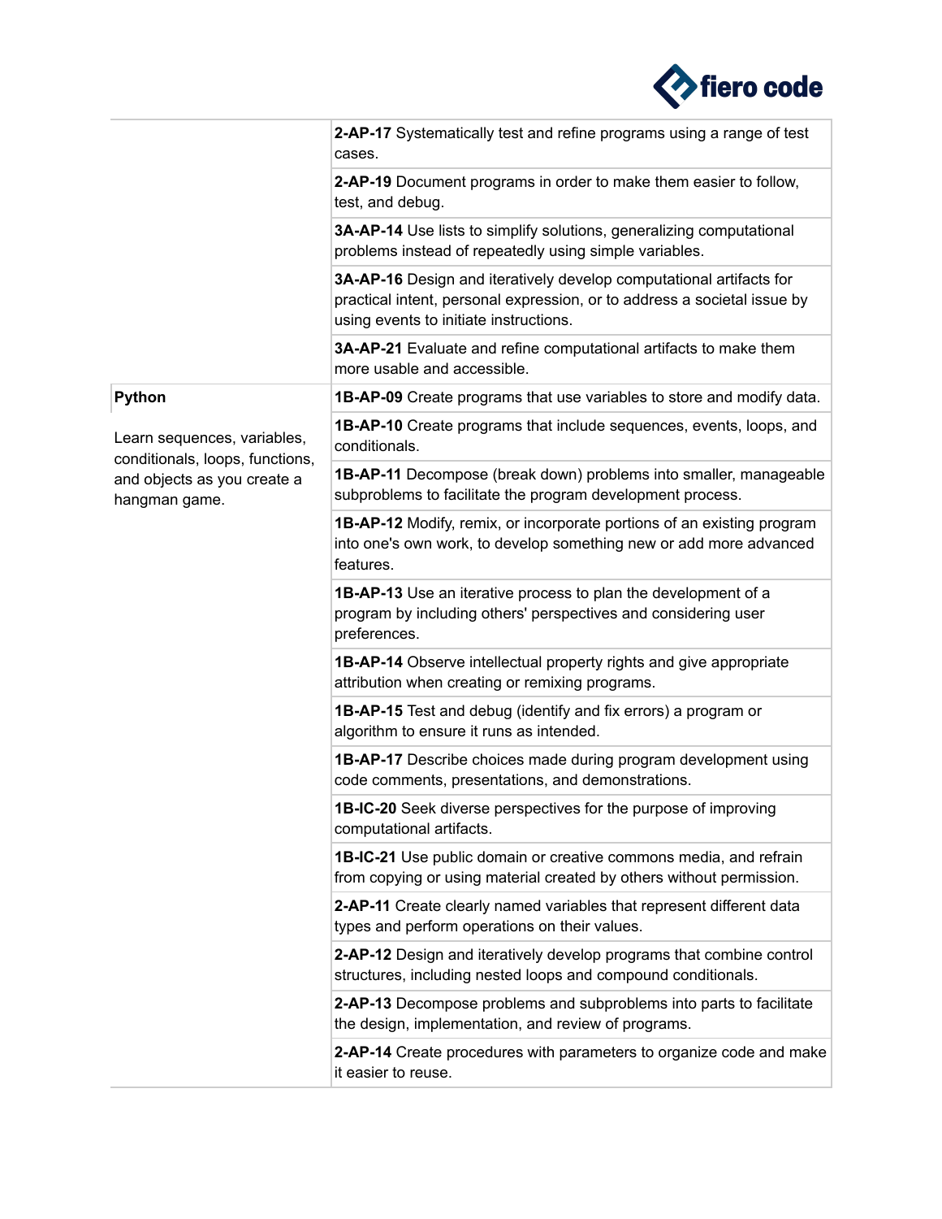| | |
|---|---|
| | **2-AP-17** Systematically test and refine programs using a range of test cases. |
| | **2-AP-19** Document programs in order to make them easier to follow, test, and debug. |
| | **3A-AP-14** Use lists to simplify solutions, generalizing computational problems instead of repeatedly using simple variables. |
| | **3A-AP-16** Design and iteratively develop computational artifacts for practical intent, personal expression, or to address a societal issue by using events to initiate instructions. |
| | **3A-AP-21** Evaluate and refine computational artifacts to make them more usable and accessible. |
| **Python**<br><br>Learn sequences, variables, conditionals, loops, functions, and objects as you create a hangman game. | **1B-AP-09** Create programs that use variables to store and modify data. |
| | **1B-AP-10** Create programs that include sequences, events, loops, and conditionals. |
| | **1B-AP-11** Decompose (break down) problems into smaller, manageable subproblems to facilitate the program development process. |
| | **1B-AP-12** Modify, remix, or incorporate portions of an existing program into one's own work, to develop something new or add more advanced features. |
| | **1B-AP-13** Use an iterative process to plan the development of a program by including others' perspectives and considering user preferences. |
| | **1B-AP-14** Observe intellectual property rights and give appropriate attribution when creating or remixing programs. |
| | **1B-AP-15** Test and debug (identify and fix errors) a program or algorithm to ensure it runs as intended. |
| | **1B-AP-17** Describe choices made during program development using code comments, presentations, and demonstrations. |
| | **1B-IC-20** Seek diverse perspectives for the purpose of improving computational artifacts. |
| | **1B-IC-21** Use public domain or creative commons media, and refrain from copying or using material created by others without permission. |
| | **2-AP-11** Create clearly named variables that represent different data types and perform operations on their values. |
| | **2-AP-12** Design and iteratively develop programs that combine control structures, including nested loops and compound conditionals. |
| | **2-AP-13** Decompose problems and subproblems into parts to facilitate the design, implementation, and review of programs. |
| | **2-AP-14** Create procedures with parameters to organize code and make it easier to reuse. |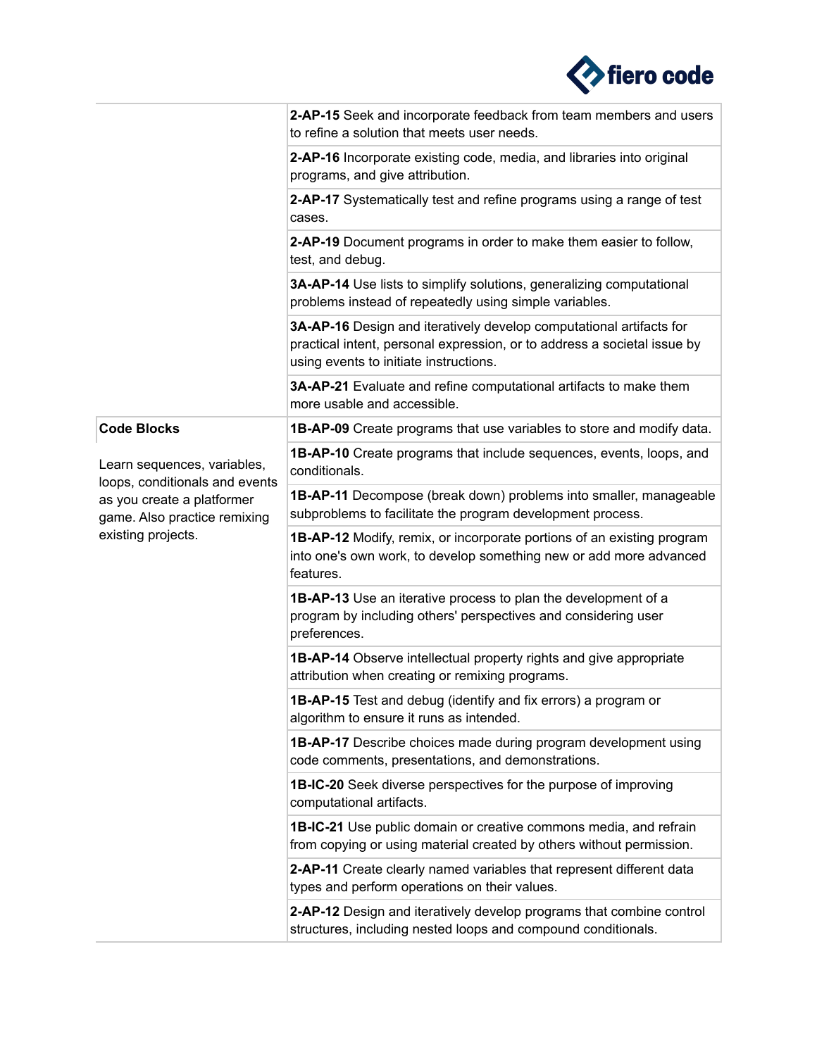| | |
|---|---|
| | **2-AP-15** Seek and incorporate feedback from team members and users to refine a solution that meets user needs. |
| | **2-AP-16** Incorporate existing code, media, and libraries into original programs, and give attribution. |
| | **2-AP-17** Systematically test and refine programs using a range of test cases. |
| | **2-AP-19** Document programs in order to make them easier to follow, test, and debug. |
| | **3A-AP-14** Use lists to simplify solutions, generalizing computational problems instead of repeatedly using simple variables. |
| | **3A-AP-16** Design and iteratively develop computational artifacts for practical intent, personal expression, or to address a societal issue by using events to initiate instructions. |
| | **3A-AP-21** Evaluate and refine computational artifacts to make them more usable and accessible. |
| **Code Blocks**<br><br>Learn sequences, variables, loops, conditionals and events as you create a platformer game. Also practice remixing existing projects. | **1B-AP-09** Create programs that use variables to store and modify data. |
| | **1B-AP-10** Create programs that include sequences, events, loops, and conditionals. |
| | **1B-AP-11** Decompose (break down) problems into smaller, manageable subproblems to facilitate the program development process. |
| | **1B-AP-12** Modify, remix, or incorporate portions of an existing program into one's own work, to develop something new or add more advanced features. |
| | **1B-AP-13** Use an iterative process to plan the development of a program by including others' perspectives and considering user preferences. |
| | **1B-AP-14** Observe intellectual property rights and give appropriate attribution when creating or remixing programs. |
| | **1B-AP-15** Test and debug (identify and fix errors) a program or algorithm to ensure it runs as intended. |
| | **1B-AP-17** Describe choices made during program development using code comments, presentations, and demonstrations. |
| | **1B-IC-20** Seek diverse perspectives for the purpose of improving computational artifacts. |
| | **1B-IC-21** Use public domain or creative commons media, and refrain from copying or using material created by others without permission. |
| | **2-AP-11** Create clearly named variables that represent different data types and perform operations on their values. |
| | **2-AP-12** Design and iteratively develop programs that combine control structures, including nested loops and compound conditionals. |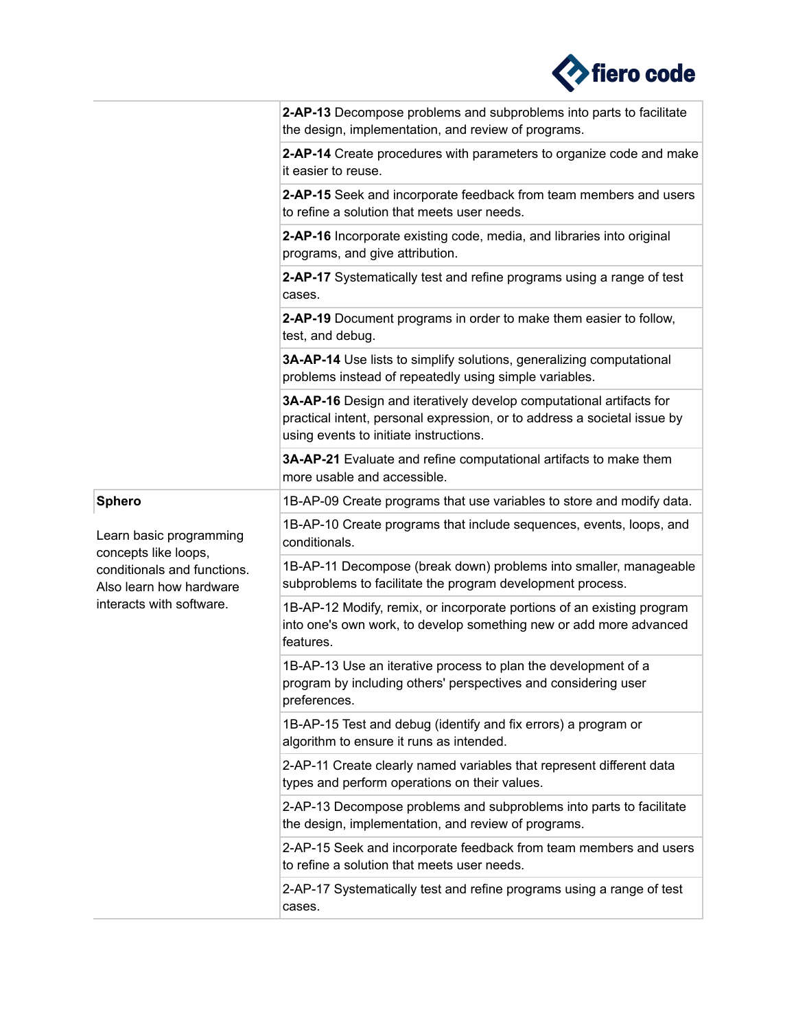| | |
|---|---|
| | **2-AP-13** Decompose problems and subproblems into parts to facilitate the design, implementation, and review of programs. |
| | **2-AP-14** Create procedures with parameters to organize code and make it easier to reuse. |
| | **2-AP-15** Seek and incorporate feedback from team members and users to refine a solution that meets user needs. |
| | **2-AP-16** Incorporate existing code, media, and libraries into original programs, and give attribution. |
| | **2-AP-17** Systematically test and refine programs using a range of test cases. |
| | **2-AP-19** Document programs in order to make them easier to follow, test, and debug. |
| | **3A-AP-14** Use lists to simplify solutions, generalizing computational problems instead of repeatedly using simple variables. |
| | **3A-AP-16** Design and iteratively develop computational artifacts for practical intent, personal expression, or to address a societal issue by using events to initiate instructions. |
| | **3A-AP-21** Evaluate and refine computational artifacts to make them more usable and accessible. |
| **Sphero**<br><br>Learn basic programming concepts like loops, conditionals and functions. Also learn how hardware interacts with software. | 1B-AP-09 Create programs that use variables to store and modify data. |
| | 1B-AP-10 Create programs that include sequences, events, loops, and conditionals. |
| | 1B-AP-11 Decompose (break down) problems into smaller, manageable subproblems to facilitate the program development process. |
| | 1B-AP-12 Modify, remix, or incorporate portions of an existing program into one's own work, to develop something new or add more advanced features. |
| | 1B-AP-13 Use an iterative process to plan the development of a program by including others' perspectives and considering user preferences. |
| | 1B-AP-15 Test and debug (identify and fix errors) a program or algorithm to ensure it runs as intended. |
| | 2-AP-11 Create clearly named variables that represent different data types and perform operations on their values. |
| | 2-AP-13 Decompose problems and subproblems into parts to facilitate the design, implementation, and review of programs. |
| | 2-AP-15 Seek and incorporate feedback from team members and users to refine a solution that meets user needs. |
| | 2-AP-17 Systematically test and refine programs using a range of test cases. |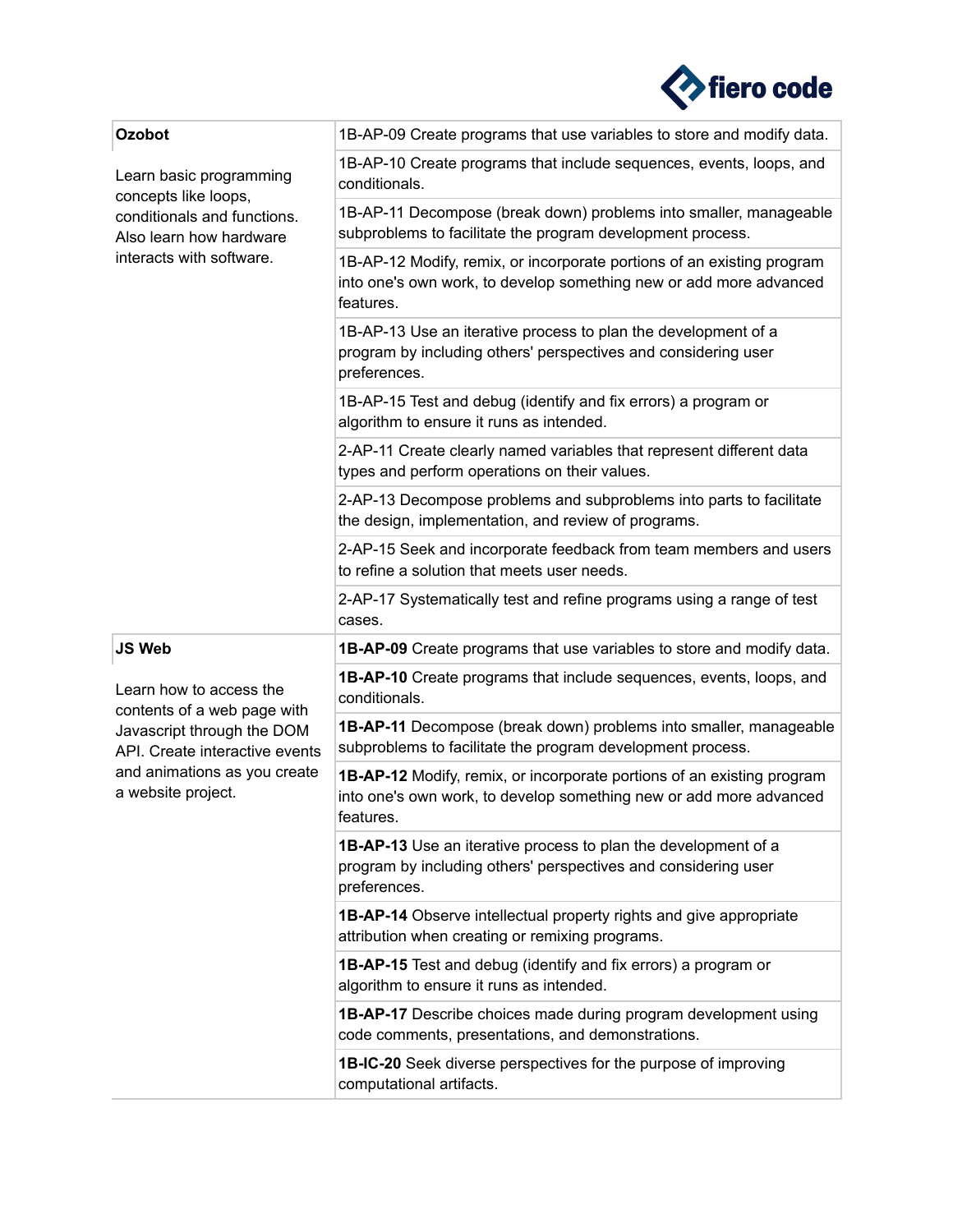| Course | Standards |
|---|---|
| **Ozobot**<br><br>Learn basic programming concepts like loops, conditionals and functions. Also learn how hardware interacts with software. | 1B-AP-09 Create programs that use variables to store and modify data. |
| | 1B-AP-10 Create programs that include sequences, events, loops, and conditionals. |
| | 1B-AP-11 Decompose (break down) problems into smaller, manageable subproblems to facilitate the program development process. |
| | 1B-AP-12 Modify, remix, or incorporate portions of an existing program into one's own work, to develop something new or add more advanced features. |
| | 1B-AP-13 Use an iterative process to plan the development of a program by including others' perspectives and considering user preferences. |
| | 1B-AP-15 Test and debug (identify and fix errors) a program or algorithm to ensure it runs as intended. |
| | 2-AP-11 Create clearly named variables that represent different data types and perform operations on their values. |
| | 2-AP-13 Decompose problems and subproblems into parts to facilitate the design, implementation, and review of programs. |
| | 2-AP-15 Seek and incorporate feedback from team members and users to refine a solution that meets user needs. |
| | 2-AP-17 Systematically test and refine programs using a range of test cases. |
| **JS Web**<br><br>Learn how to access the contents of a web page with Javascript through the DOM API. Create interactive events and animations as you create a website project. | **1B-AP-09** Create programs that use variables to store and modify data. |
| | **1B-AP-10** Create programs that include sequences, events, loops, and conditionals. |
| | **1B-AP-11** Decompose (break down) problems into smaller, manageable subproblems to facilitate the program development process. |
| | **1B-AP-12** Modify, remix, or incorporate portions of an existing program into one's own work, to develop something new or add more advanced features. |
| | **1B-AP-13** Use an iterative process to plan the development of a program by including others' perspectives and considering user preferences. |
| | **1B-AP-14** Observe intellectual property rights and give appropriate attribution when creating or remixing programs. |
| | **1B-AP-15** Test and debug (identify and fix errors) a program or algorithm to ensure it runs as intended. |
| | **1B-AP-17** Describe choices made during program development using code comments, presentations, and demonstrations. |
| | **1B-IC-20** Seek diverse perspectives for the purpose of improving computational artifacts. |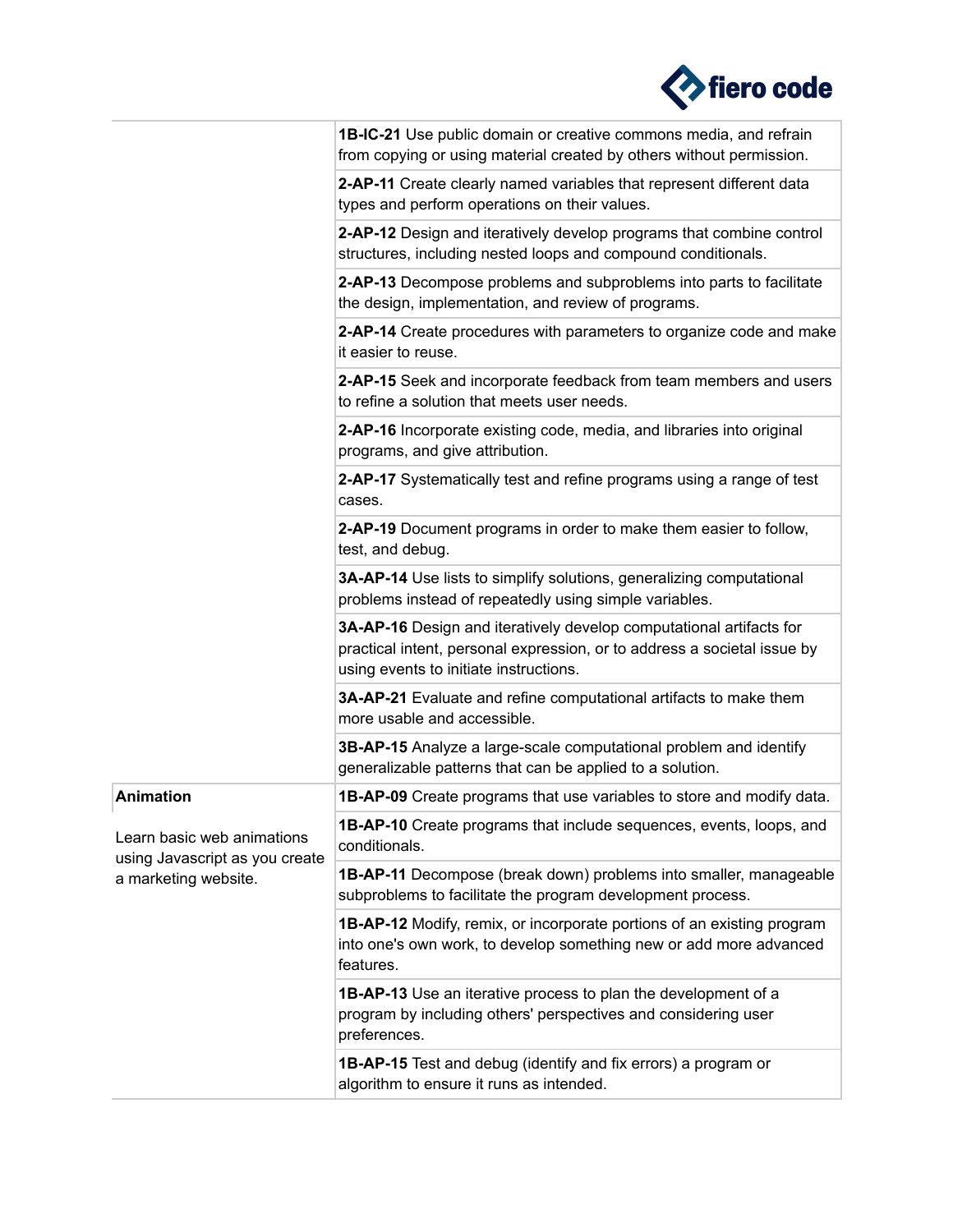| | |
|---|---|
| | **1B-IC-21** Use public domain or creative commons media, and refrain from copying or using material created by others without permission. |
| | **2-AP-11** Create clearly named variables that represent different data types and perform operations on their values. |
| | **2-AP-12** Design and iteratively develop programs that combine control structures, including nested loops and compound conditionals. |
| | **2-AP-13** Decompose problems and subproblems into parts to facilitate the design, implementation, and review of programs. |
| | **2-AP-14** Create procedures with parameters to organize code and make it easier to reuse. |
| | **2-AP-15** Seek and incorporate feedback from team members and users to refine a solution that meets user needs. |
| | **2-AP-16** Incorporate existing code, media, and libraries into original programs, and give attribution. |
| | **2-AP-17** Systematically test and refine programs using a range of test cases. |
| | **2-AP-19** Document programs in order to make them easier to follow, test, and debug. |
| | **3A-AP-14** Use lists to simplify solutions, generalizing computational problems instead of repeatedly using simple variables. |
| | **3A-AP-16** Design and iteratively develop computational artifacts for practical intent, personal expression, or to address a societal issue by using events to initiate instructions. |
| | **3A-AP-21** Evaluate and refine computational artifacts to make them more usable and accessible. |
| | **3B-AP-15** Analyze a large-scale computational problem and identify generalizable patterns that can be applied to a solution. |
| **Animation**<br><br>Learn basic web animations using Javascript as you create a marketing website. | **1B-AP-09** Create programs that use variables to store and modify data. |
| | **1B-AP-10** Create programs that include sequences, events, loops, and conditionals. |
| | **1B-AP-11** Decompose (break down) problems into smaller, manageable subproblems to facilitate the program development process. |
| | **1B-AP-12** Modify, remix, or incorporate portions of an existing program into one's own work, to develop something new or add more advanced features. |
| | **1B-AP-13** Use an iterative process to plan the development of a program by including others' perspectives and considering user preferences. |
| | **1B-AP-15** Test and debug (identify and fix errors) a program or algorithm to ensure it runs as intended. |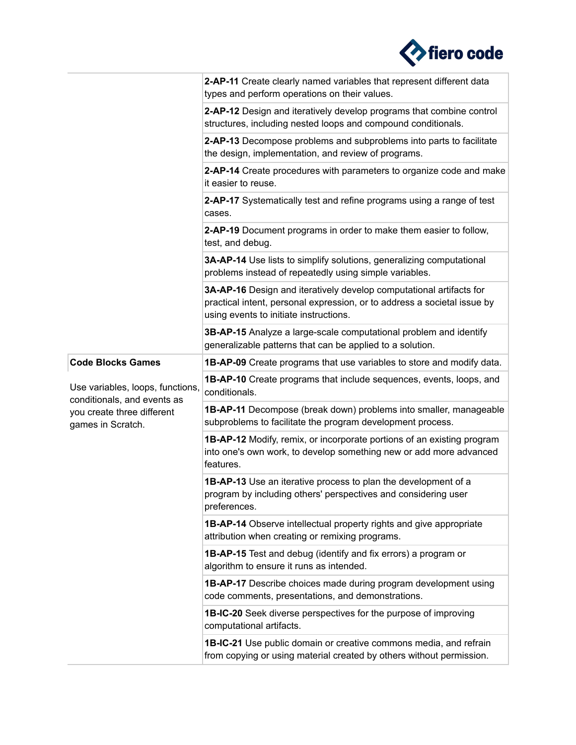| | |
|---|---|
| | **2-AP-11** Create clearly named variables that represent different data types and perform operations on their values. |
| | **2-AP-12** Design and iteratively develop programs that combine control structures, including nested loops and compound conditionals. |
| | **2-AP-13** Decompose problems and subproblems into parts to facilitate the design, implementation, and review of programs. |
| | **2-AP-14** Create procedures with parameters to organize code and make it easier to reuse. |
| | **2-AP-17** Systematically test and refine programs using a range of test cases. |
| | **2-AP-19** Document programs in order to make them easier to follow, test, and debug. |
| | **3A-AP-14** Use lists to simplify solutions, generalizing computational problems instead of repeatedly using simple variables. |
| | **3A-AP-16** Design and iteratively develop computational artifacts for practical intent, personal expression, or to address a societal issue by using events to initiate instructions. |
| | **3B-AP-15** Analyze a large-scale computational problem and identify generalizable patterns that can be applied to a solution. |
| **Code Blocks Games**<br><br>Use variables, loops, functions, conditionals, and events as you create three different games in Scratch. | **1B-AP-09** Create programs that use variables to store and modify data. |
| | **1B-AP-10** Create programs that include sequences, events, loops, and conditionals. |
| | **1B-AP-11** Decompose (break down) problems into smaller, manageable subproblems to facilitate the program development process. |
| | **1B-AP-12** Modify, remix, or incorporate portions of an existing program into one's own work, to develop something new or add more advanced features. |
| | **1B-AP-13** Use an iterative process to plan the development of a program by including others' perspectives and considering user preferences. |
| | **1B-AP-14** Observe intellectual property rights and give appropriate attribution when creating or remixing programs. |
| | **1B-AP-15** Test and debug (identify and fix errors) a program or algorithm to ensure it runs as intended. |
| | **1B-AP-17** Describe choices made during program development using code comments, presentations, and demonstrations. |
| | **1B-IC-20** Seek diverse perspectives for the purpose of improving computational artifacts. |
| | **1B-IC-21** Use public domain or creative commons media, and refrain from copying or using material created by others without permission. |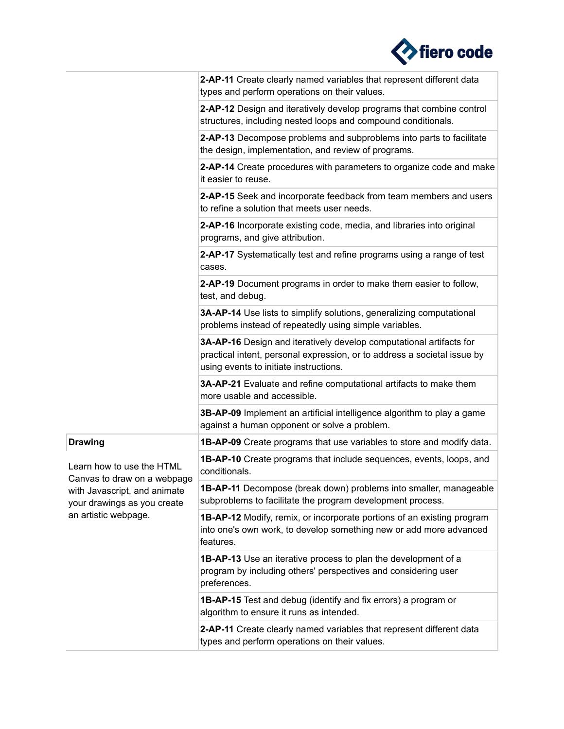| | |
|---|---|
| | **2-AP-11** Create clearly named variables that represent different data types and perform operations on their values. |
| | **2-AP-12** Design and iteratively develop programs that combine control structures, including nested loops and compound conditionals. |
| | **2-AP-13** Decompose problems and subproblems into parts to facilitate the design, implementation, and review of programs. |
| | **2-AP-14** Create procedures with parameters to organize code and make it easier to reuse. |
| | **2-AP-15** Seek and incorporate feedback from team members and users to refine a solution that meets user needs. |
| | **2-AP-16** Incorporate existing code, media, and libraries into original programs, and give attribution. |
| | **2-AP-17** Systematically test and refine programs using a range of test cases. |
| | **2-AP-19** Document programs in order to make them easier to follow, test, and debug. |
| | **3A-AP-14** Use lists to simplify solutions, generalizing computational problems instead of repeatedly using simple variables. |
| | **3A-AP-16** Design and iteratively develop computational artifacts for practical intent, personal expression, or to address a societal issue by using events to initiate instructions. |
| | **3A-AP-21** Evaluate and refine computational artifacts to make them more usable and accessible. |
| | **3B-AP-09** Implement an artificial intelligence algorithm to play a game against a human opponent or solve a problem. |
| **Drawing**<br><br>Learn how to use the HTML Canvas to draw on a webpage with Javascript, and animate your drawings as you create an artistic webpage. | **1B-AP-09** Create programs that use variables to store and modify data. |
| | **1B-AP-10** Create programs that include sequences, events, loops, and conditionals. |
| | **1B-AP-11** Decompose (break down) problems into smaller, manageable subproblems to facilitate the program development process. |
| | **1B-AP-12** Modify, remix, or incorporate portions of an existing program into one's own work, to develop something new or add more advanced features. |
| | **1B-AP-13** Use an iterative process to plan the development of a program by including others' perspectives and considering user preferences. |
| | **1B-AP-15** Test and debug (identify and fix errors) a program or algorithm to ensure it runs as intended. |
| | **2-AP-11** Create clearly named variables that represent different data types and perform operations on their values. |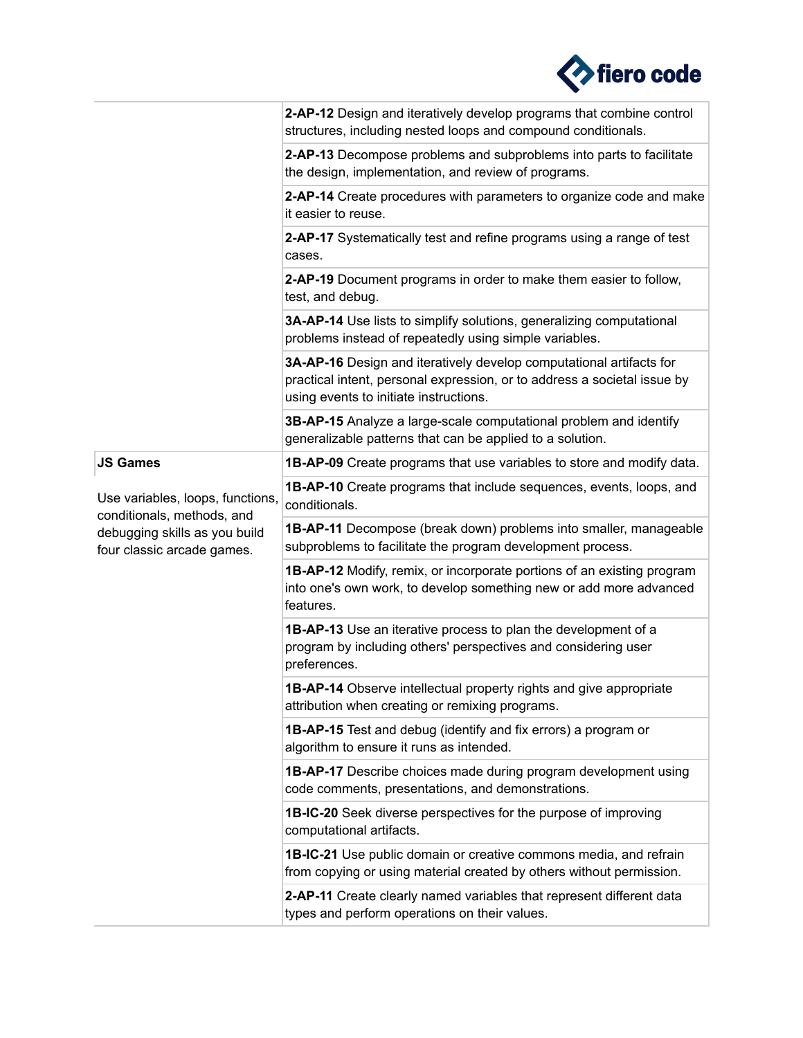| | |
|---|---|
| | **2-AP-12** Design and iteratively develop programs that combine control structures, including nested loops and compound conditionals. |
| | **2-AP-13** Decompose problems and subproblems into parts to facilitate the design, implementation, and review of programs. |
| | **2-AP-14** Create procedures with parameters to organize code and make it easier to reuse. |
| | **2-AP-17** Systematically test and refine programs using a range of test cases. |
| | **2-AP-19** Document programs in order to make them easier to follow, test, and debug. |
| | **3A-AP-14** Use lists to simplify solutions, generalizing computational problems instead of repeatedly using simple variables. |
| | **3A-AP-16** Design and iteratively develop computational artifacts for practical intent, personal expression, or to address a societal issue by using events to initiate instructions. |
| | **3B-AP-15** Analyze a large-scale computational problem and identify generalizable patterns that can be applied to a solution. |
| **JS Games**<br><br>Use variables, loops, functions, conditionals, methods, and debugging skills as you build four classic arcade games. | **1B-AP-09** Create programs that use variables to store and modify data. |
| | **1B-AP-10** Create programs that include sequences, events, loops, and conditionals. |
| | **1B-AP-11** Decompose (break down) problems into smaller, manageable subproblems to facilitate the program development process. |
| | **1B-AP-12** Modify, remix, or incorporate portions of an existing program into one's own work, to develop something new or add more advanced features. |
| | **1B-AP-13** Use an iterative process to plan the development of a program by including others' perspectives and considering user preferences. |
| | **1B-AP-14** Observe intellectual property rights and give appropriate attribution when creating or remixing programs. |
| | **1B-AP-15** Test and debug (identify and fix errors) a program or algorithm to ensure it runs as intended. |
| | **1B-AP-17** Describe choices made during program development using code comments, presentations, and demonstrations. |
| | **1B-IC-20** Seek diverse perspectives for the purpose of improving computational artifacts. |
| | **1B-IC-21** Use public domain or creative commons media, and refrain from copying or using material created by others without permission. |
| | **2-AP-11** Create clearly named variables that represent different data types and perform operations on their values. |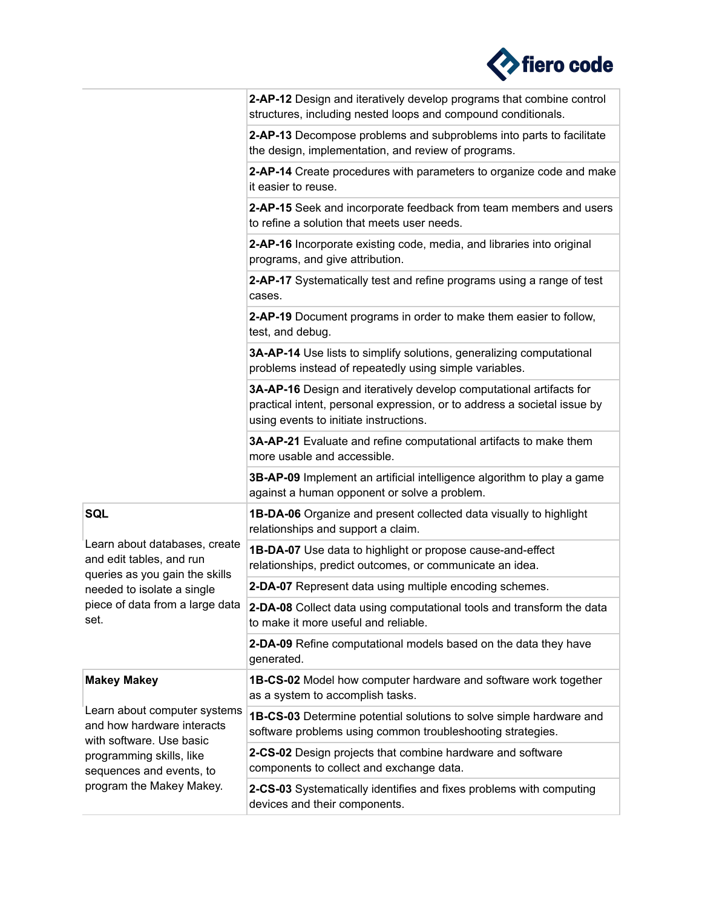| | |
|---|---|
| | **2-AP-12** Design and iteratively develop programs that combine control structures, including nested loops and compound conditionals. |
| | **2-AP-13** Decompose problems and subproblems into parts to facilitate the design, implementation, and review of programs. |
| | **2-AP-14** Create procedures with parameters to organize code and make it easier to reuse. |
| | **2-AP-15** Seek and incorporate feedback from team members and users to refine a solution that meets user needs. |
| | **2-AP-16** Incorporate existing code, media, and libraries into original programs, and give attribution. |
| | **2-AP-17** Systematically test and refine programs using a range of test cases. |
| | **2-AP-19** Document programs in order to make them easier to follow, test, and debug. |
| | **3A-AP-14** Use lists to simplify solutions, generalizing computational problems instead of repeatedly using simple variables. |
| | **3A-AP-16** Design and iteratively develop computational artifacts for practical intent, personal expression, or to address a societal issue by using events to initiate instructions. |
| | **3A-AP-21** Evaluate and refine computational artifacts to make them more usable and accessible. |
| | **3B-AP-09** Implement an artificial intelligence algorithm to play a game against a human opponent or solve a problem. |
| **SQL**<br><br>Learn about databases, create and edit tables, and run queries as you gain the skills needed to isolate a single piece of data from a large data set. | **1B-DA-06** Organize and present collected data visually to highlight relationships and support a claim. |
| | **1B-DA-07** Use data to highlight or propose cause-and-effect relationships, predict outcomes, or communicate an idea. |
| | **2-DA-07** Represent data using multiple encoding schemes. |
| | **2-DA-08** Collect data using computational tools and transform the data to make it more useful and reliable. |
| | **2-DA-09** Refine computational models based on the data they have generated. |
| **Makey Makey**<br><br>Learn about computer systems and how hardware interacts with software. Use basic programming skills, like sequences and events, to program the Makey Makey. | **1B-CS-02** Model how computer hardware and software work together as a system to accomplish tasks. |
| | **1B-CS-03** Determine potential solutions to solve simple hardware and software problems using common troubleshooting strategies. |
| | **2-CS-02** Design projects that combine hardware and software components to collect and exchange data. |
| | **2-CS-03** Systematically identifies and fixes problems with computing devices and their components. |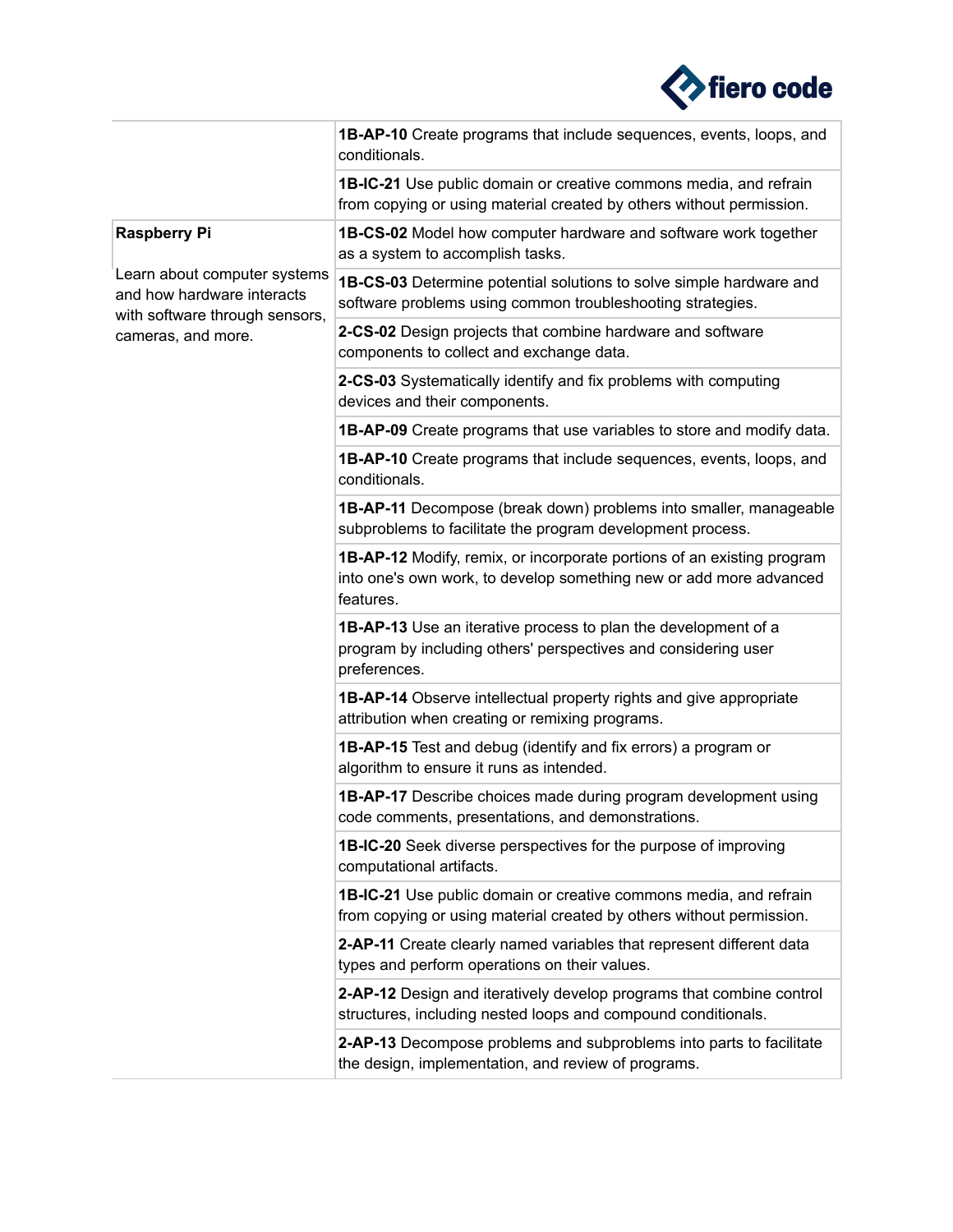| | |
|---|---|
| | **1B-AP-10** Create programs that include sequences, events, loops, and conditionals. |
| | **1B-IC-21** Use public domain or creative commons media, and refrain from copying or using material created by others without permission. |
| **Raspberry Pi**<br><br>Learn about computer systems and how hardware interacts with software through sensors, cameras, and more. | **1B-CS-02** Model how computer hardware and software work together as a system to accomplish tasks. |
| | **1B-CS-03** Determine potential solutions to solve simple hardware and software problems using common troubleshooting strategies. |
| | **2-CS-02** Design projects that combine hardware and software components to collect and exchange data. |
| | **2-CS-03** Systematically identify and fix problems with computing devices and their components. |
| | **1B-AP-09** Create programs that use variables to store and modify data. |
| | **1B-AP-10** Create programs that include sequences, events, loops, and conditionals. |
| | **1B-AP-11** Decompose (break down) problems into smaller, manageable subproblems to facilitate the program development process. |
| | **1B-AP-12** Modify, remix, or incorporate portions of an existing program into one's own work, to develop something new or add more advanced features. |
| | **1B-AP-13** Use an iterative process to plan the development of a program by including others' perspectives and considering user preferences. |
| | **1B-AP-14** Observe intellectual property rights and give appropriate attribution when creating or remixing programs. |
| | **1B-AP-15** Test and debug (identify and fix errors) a program or algorithm to ensure it runs as intended. |
| | **1B-AP-17** Describe choices made during program development using code comments, presentations, and demonstrations. |
| | **1B-IC-20** Seek diverse perspectives for the purpose of improving computational artifacts. |
| | **1B-IC-21** Use public domain or creative commons media, and refrain from copying or using material created by others without permission. |
| | **2-AP-11** Create clearly named variables that represent different data types and perform operations on their values. |
| | **2-AP-12** Design and iteratively develop programs that combine control structures, including nested loops and compound conditionals. |
| | **2-AP-13** Decompose problems and subproblems into parts to facilitate the design, implementation, and review of programs. |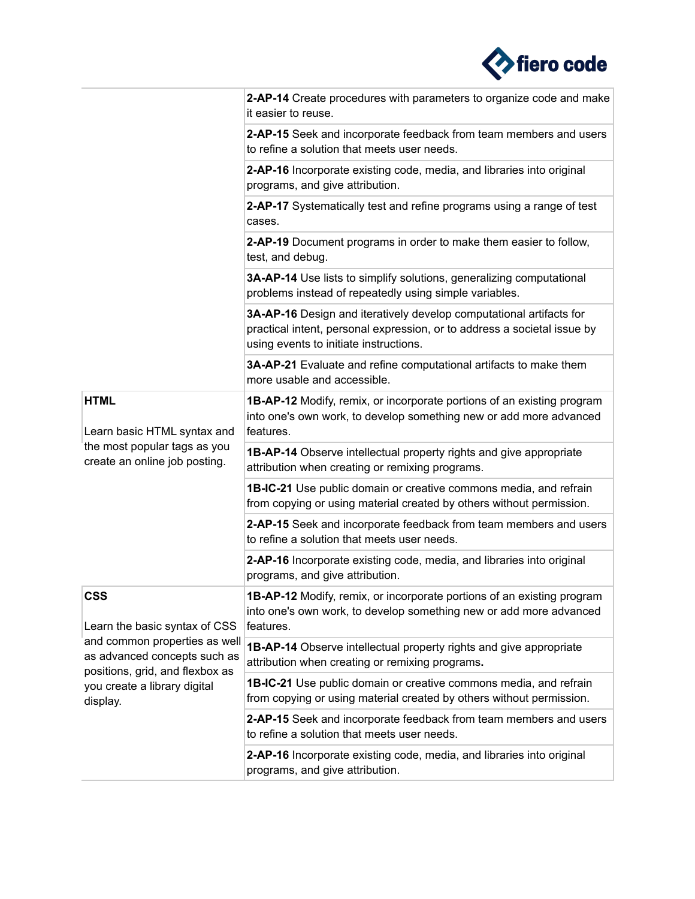| | |
|---|---|
| | **2-AP-14** Create procedures with parameters to organize code and make it easier to reuse. |
| | **2-AP-15** Seek and incorporate feedback from team members and users to refine a solution that meets user needs. |
| | **2-AP-16** Incorporate existing code, media, and libraries into original programs, and give attribution. |
| | **2-AP-17** Systematically test and refine programs using a range of test cases. |
| | **2-AP-19** Document programs in order to make them easier to follow, test, and debug. |
| | **3A-AP-14** Use lists to simplify solutions, generalizing computational problems instead of repeatedly using simple variables. |
| | **3A-AP-16** Design and iteratively develop computational artifacts for practical intent, personal expression, or to address a societal issue by using events to initiate instructions. |
| | **3A-AP-21** Evaluate and refine computational artifacts to make them more usable and accessible. |
| **HTML**<br><br>Learn basic HTML syntax and the most popular tags as you create an online job posting. | **1B-AP-12** Modify, remix, or incorporate portions of an existing program into one's own work, to develop something new or add more advanced features. |
| | **1B-AP-14** Observe intellectual property rights and give appropriate attribution when creating or remixing programs. |
| | **1B-IC-21** Use public domain or creative commons media, and refrain from copying or using material created by others without permission. |
| | **2-AP-15** Seek and incorporate feedback from team members and users to refine a solution that meets user needs. |
| | **2-AP-16** Incorporate existing code, media, and libraries into original programs, and give attribution. |
| **CSS**<br><br>Learn the basic syntax of CSS and common properties as well as advanced concepts such as positions, grid, and flexbox as you create a library digital display. | **1B-AP-12** Modify, remix, or incorporate portions of an existing program into one's own work, to develop something new or add more advanced features. |
| | **1B-AP-14** Observe intellectual property rights and give appropriate attribution when creating or remixing programs**.** |
| | **1B-IC-21** Use public domain or creative commons media, and refrain from copying or using material created by others without permission. |
| | **2-AP-15** Seek and incorporate feedback from team members and users to refine a solution that meets user needs. |
| | **2-AP-16** Incorporate existing code, media, and libraries into original programs, and give attribution. |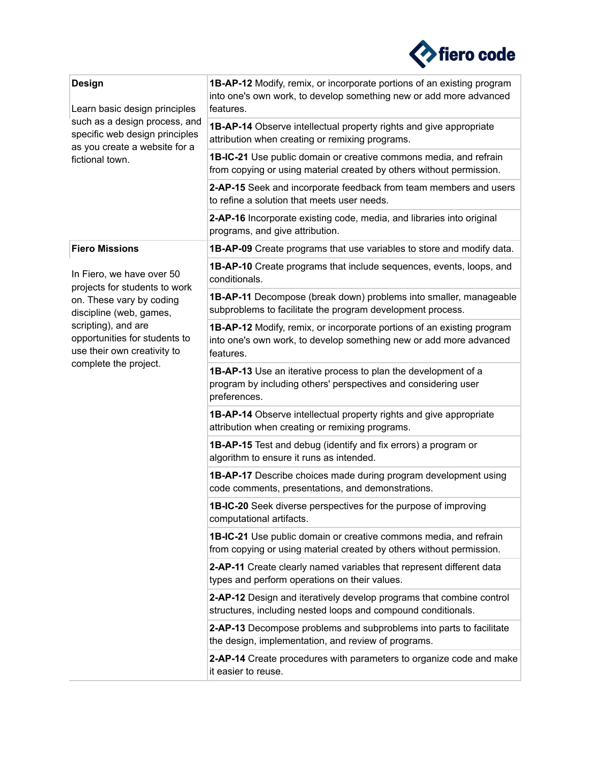| | |
|---|---|
| **Design**<br><br>Learn basic design principles such as a design process, and specific web design principles as you create a website for a fictional town. | **1B-AP-12** Modify, remix, or incorporate portions of an existing program into one's own work, to develop something new or add more advanced features. |
| | **1B-AP-14** Observe intellectual property rights and give appropriate attribution when creating or remixing programs. |
| | **1B-IC-21** Use public domain or creative commons media, and refrain from copying or using material created by others without permission. |
| | **2-AP-15** Seek and incorporate feedback from team members and users to refine a solution that meets user needs. |
| | **2-AP-16** Incorporate existing code, media, and libraries into original programs, and give attribution. |
| **Fiero Missions**<br><br>In Fiero, we have over 50 projects for students to work on. These vary by coding discipline (web, games, scripting), and are opportunities for students to use their own creativity to complete the project. | **1B-AP-09** Create programs that use variables to store and modify data. |
| | **1B-AP-10** Create programs that include sequences, events, loops, and conditionals. |
| | **1B-AP-11** Decompose (break down) problems into smaller, manageable subproblems to facilitate the program development process. |
| | **1B-AP-12** Modify, remix, or incorporate portions of an existing program into one's own work, to develop something new or add more advanced features. |
| | **1B-AP-13** Use an iterative process to plan the development of a program by including others' perspectives and considering user preferences. |
| | **1B-AP-14** Observe intellectual property rights and give appropriate attribution when creating or remixing programs. |
| | **1B-AP-15** Test and debug (identify and fix errors) a program or algorithm to ensure it runs as intended. |
| | **1B-AP-17** Describe choices made during program development using code comments, presentations, and demonstrations. |
| | **1B-IC-20** Seek diverse perspectives for the purpose of improving computational artifacts. |
| | **1B-IC-21** Use public domain or creative commons media, and refrain from copying or using material created by others without permission. |
| | **2-AP-11** Create clearly named variables that represent different data types and perform operations on their values. |
| | **2-AP-12** Design and iteratively develop programs that combine control structures, including nested loops and compound conditionals. |
| | **2-AP-13** Decompose problems and subproblems into parts to facilitate the design, implementation, and review of programs. |
| | **2-AP-14** Create procedures with parameters to organize code and make it easier to reuse. |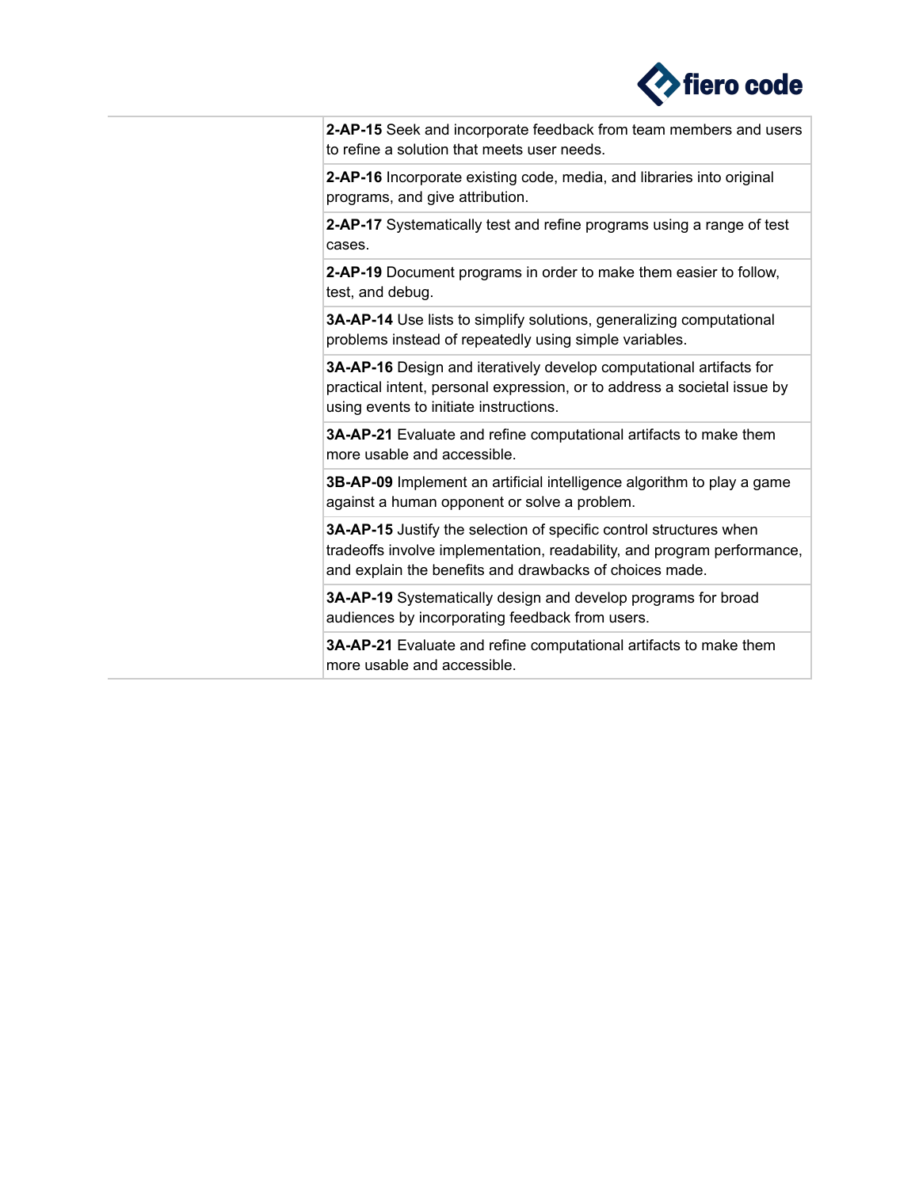| | |
|---|---|
| | **2-AP-15** Seek and incorporate feedback from team members and users to refine a solution that meets user needs. |
| | **2-AP-16** Incorporate existing code, media, and libraries into original programs, and give attribution. |
| | **2-AP-17** Systematically test and refine programs using a range of test cases. |
| | **2-AP-19** Document programs in order to make them easier to follow, test, and debug. |
| | **3A-AP-14** Use lists to simplify solutions, generalizing computational problems instead of repeatedly using simple variables. |
| | **3A-AP-16** Design and iteratively develop computational artifacts for practical intent, personal expression, or to address a societal issue by using events to initiate instructions. |
| | **3A-AP-21** Evaluate and refine computational artifacts to make them more usable and accessible. |
| | **3B-AP-09** Implement an artificial intelligence algorithm to play a game against a human opponent or solve a problem. |
| | **3A-AP-15** Justify the selection of specific control structures when tradeoffs involve implementation, readability, and program performance, and explain the benefits and drawbacks of choices made. |
| | **3A-AP-19** Systematically design and develop programs for broad audiences by incorporating feedback from users. |
| | **3A-AP-21** Evaluate and refine computational artifacts to make them more usable and accessible. |